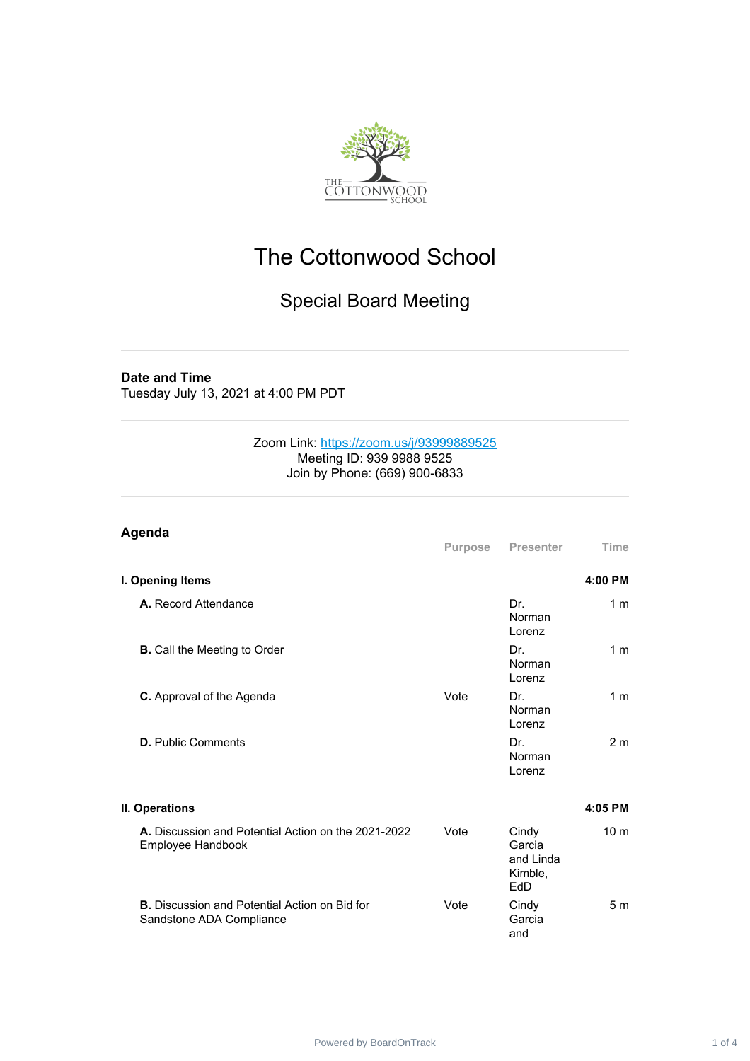# The Cottonwood School

## Special Board Meeting

**Date and Time**
Tuesday July 13, 2021 at 4:00 PM PDT

Zoom Link: https://zoom.us/j/93999889525
Meeting ID: 939 9988 9525
Join by Phone: (669) 900-6833

### Agenda

| | Purpose | Presenter | Time |
|---|---|---|---|
| **I. Opening Items** | | | **4:00 PM** |
| **A.** Record Attendance | | Dr. Norman Lorenz | 1 m |
| **B.** Call the Meeting to Order | | Dr. Norman Lorenz | 1 m |
| **C.** Approval of the Agenda | Vote | Dr. Norman Lorenz | 1 m |
| **D.** Public Comments | | Dr. Norman Lorenz | 2 m |
| **II. Operations** | | | **4:05 PM** |
| **A.** Discussion and Potential Action on the 2021-2022 Employee Handbook | Vote | Cindy Garcia and Linda Kimble, EdD | 10 m |
| **B.** Discussion and Potential Action on Bid for Sandstone ADA Compliance | Vote | Cindy Garcia and | 5 m |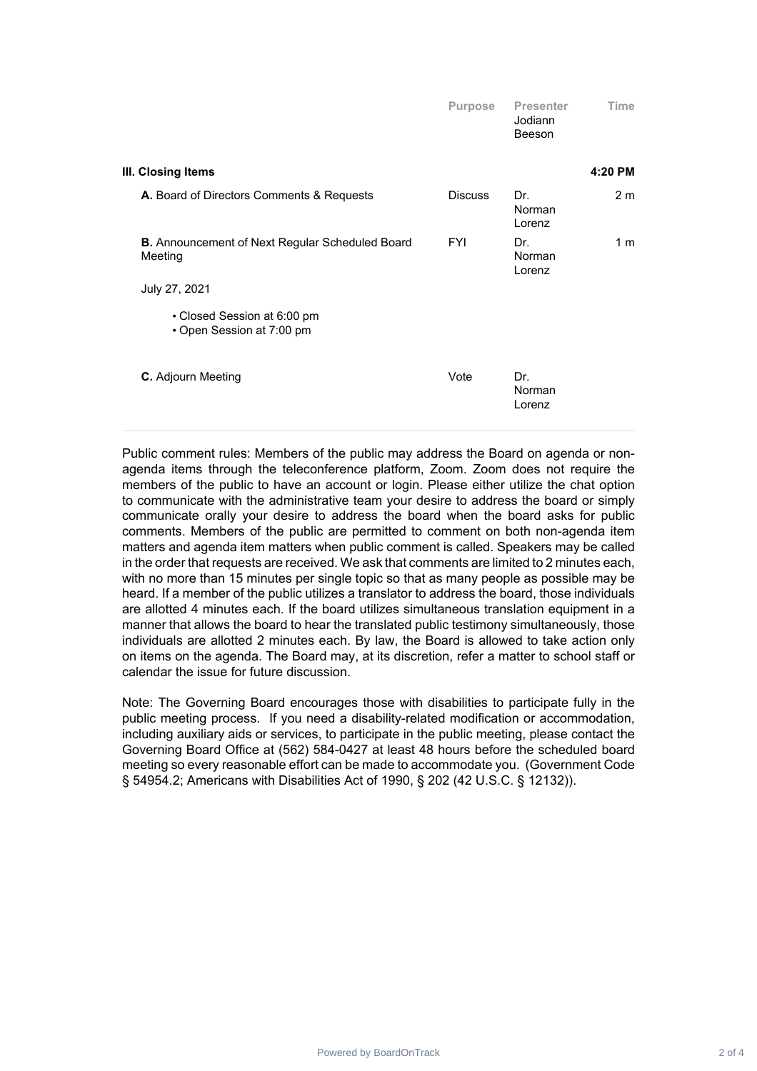| | Purpose | Presenter | Time |
|---|---|---|---|
| | | Jodiann Beeson | |
| **III. Closing Items** | | | **4:20 PM** |
| **A.** Board of Directors Comments & Requests | Discuss | Dr. Norman Lorenz | 2 m |
| **B.** Announcement of Next Regular Scheduled Board Meeting | FYI | Dr. Norman Lorenz | 1 m |

July 27, 2021

- Closed Session at 6:00 pm
- Open Session at 7:00 pm

| | Purpose | Presenter | Time |
|---|---|---|---|
| **C.** Adjourn Meeting | Vote | Dr. Norman Lorenz | |

---

Public comment rules: Members of the public may address the Board on agenda or non-agenda items through the teleconference platform, Zoom. Zoom does not require the members of the public to have an account or login. Please either utilize the chat option to communicate with the administrative team your desire to address the board or simply communicate orally your desire to address the board when the board asks for public comments. Members of the public are permitted to comment on both non-agenda item matters and agenda item matters when public comment is called. Speakers may be called in the order that requests are received. We ask that comments are limited to 2 minutes each, with no more than 15 minutes per single topic so that as many people as possible may be heard. If a member of the public utilizes a translator to address the board, those individuals are allotted 4 minutes each. If the board utilizes simultaneous translation equipment in a manner that allows the board to hear the translated public testimony simultaneously, those individuals are allotted 2 minutes each. By law, the Board is allowed to take action only on items on the agenda. The Board may, at its discretion, refer a matter to school staff or calendar the issue for future discussion.

Note: The Governing Board encourages those with disabilities to participate fully in the public meeting process. If you need a disability-related modification or accommodation, including auxiliary aids or services, to participate in the public meeting, please contact the Governing Board Office at (562) 584-0427 at least 48 hours before the scheduled board meeting so every reasonable effort can be made to accommodate you. (Government Code § 54954.2; Americans with Disabilities Act of 1990, § 202 (42 U.S.C. § 12132)).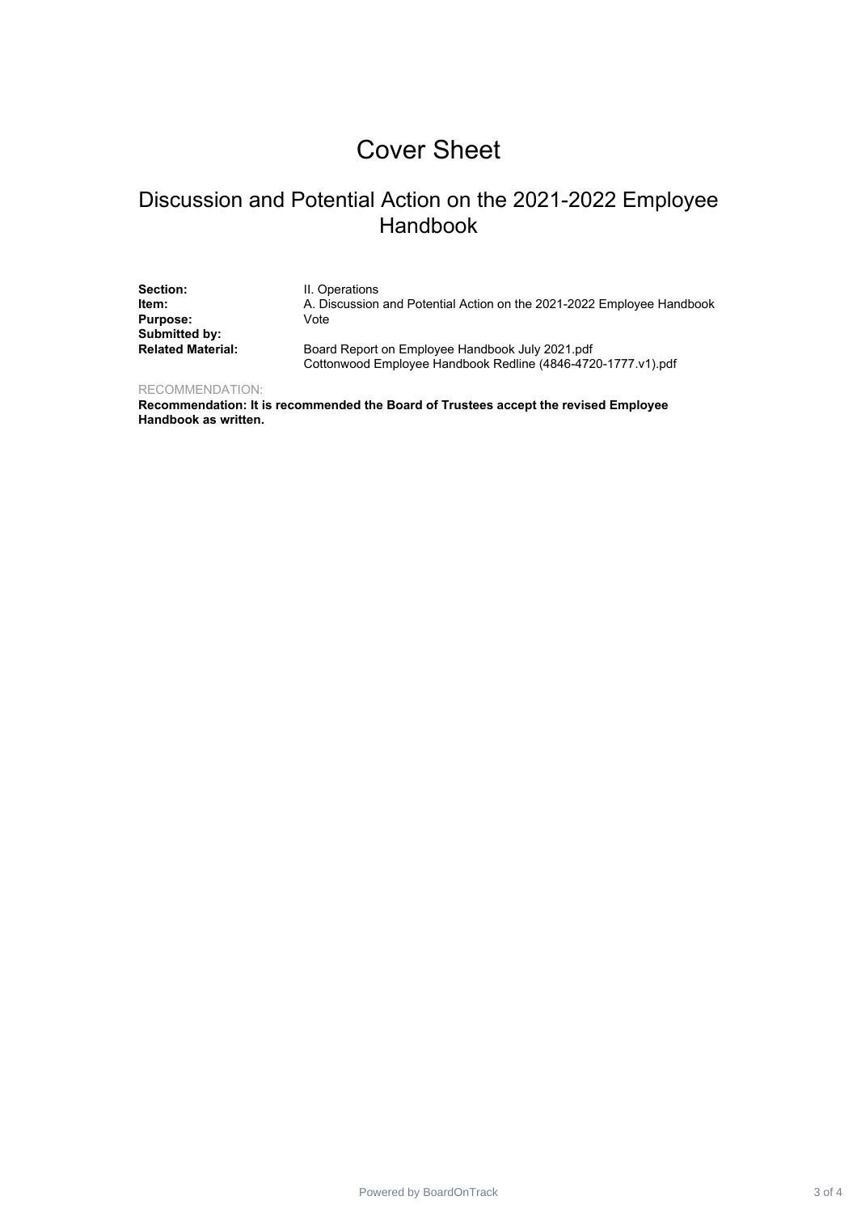# Cover Sheet

## Discussion and Potential Action on the 2021-2022 Employee Handbook

**Section:** II. Operations
**Item:** A. Discussion and Potential Action on the 2021-2022 Employee Handbook
**Purpose:** Vote
**Submitted by:**
**Related Material:** Board Report on Employee Handbook July 2021.pdf
Cottonwood Employee Handbook Redline (4846-4720-1777.v1).pdf

RECOMMENDATION:

**Recommendation: It is recommended the Board of Trustees accept the revised Employee Handbook as written.**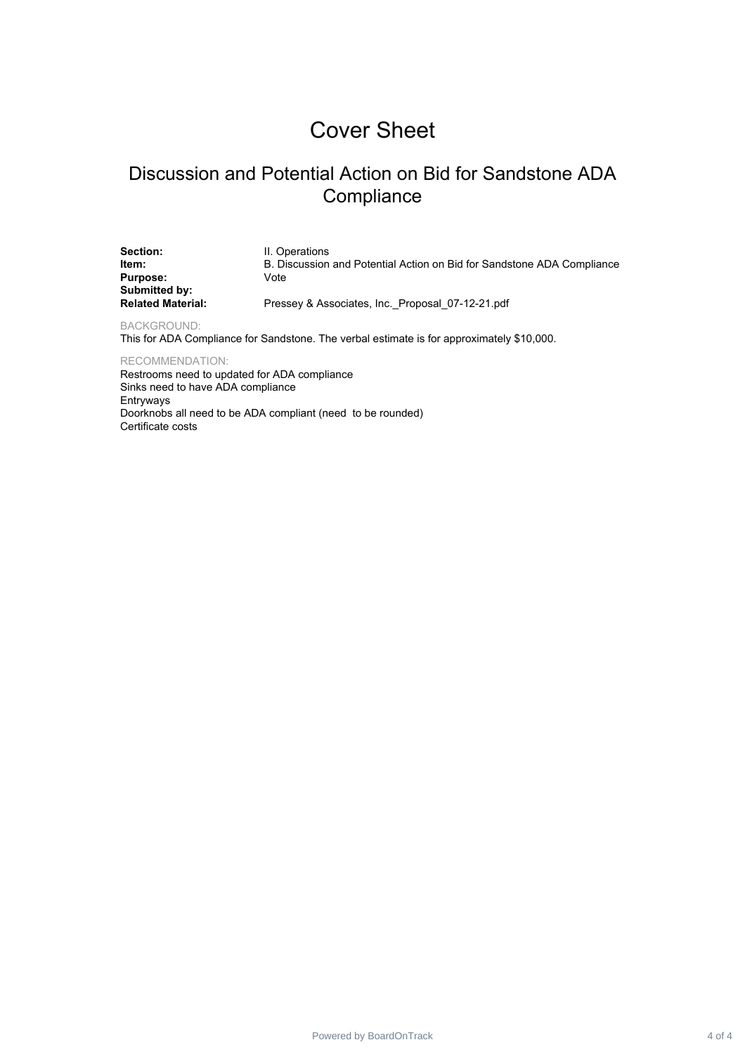# Cover Sheet

## Discussion and Potential Action on Bid for Sandstone ADA Compliance

**Section:** II. Operations
**Item:** B. Discussion and Potential Action on Bid for Sandstone ADA Compliance
**Purpose:** Vote
**Submitted by:**
**Related Material:** Pressey & Associates, Inc._Proposal_07-12-21.pdf

BACKGROUND:

This for ADA Compliance for Sandstone. The verbal estimate is for approximately $10,000.

RECOMMENDATION:

Restrooms need to updated for ADA compliance
Sinks need to have ADA compliance
Entryways
Doorknobs all need to be ADA compliant (need to be rounded)
Certificate costs